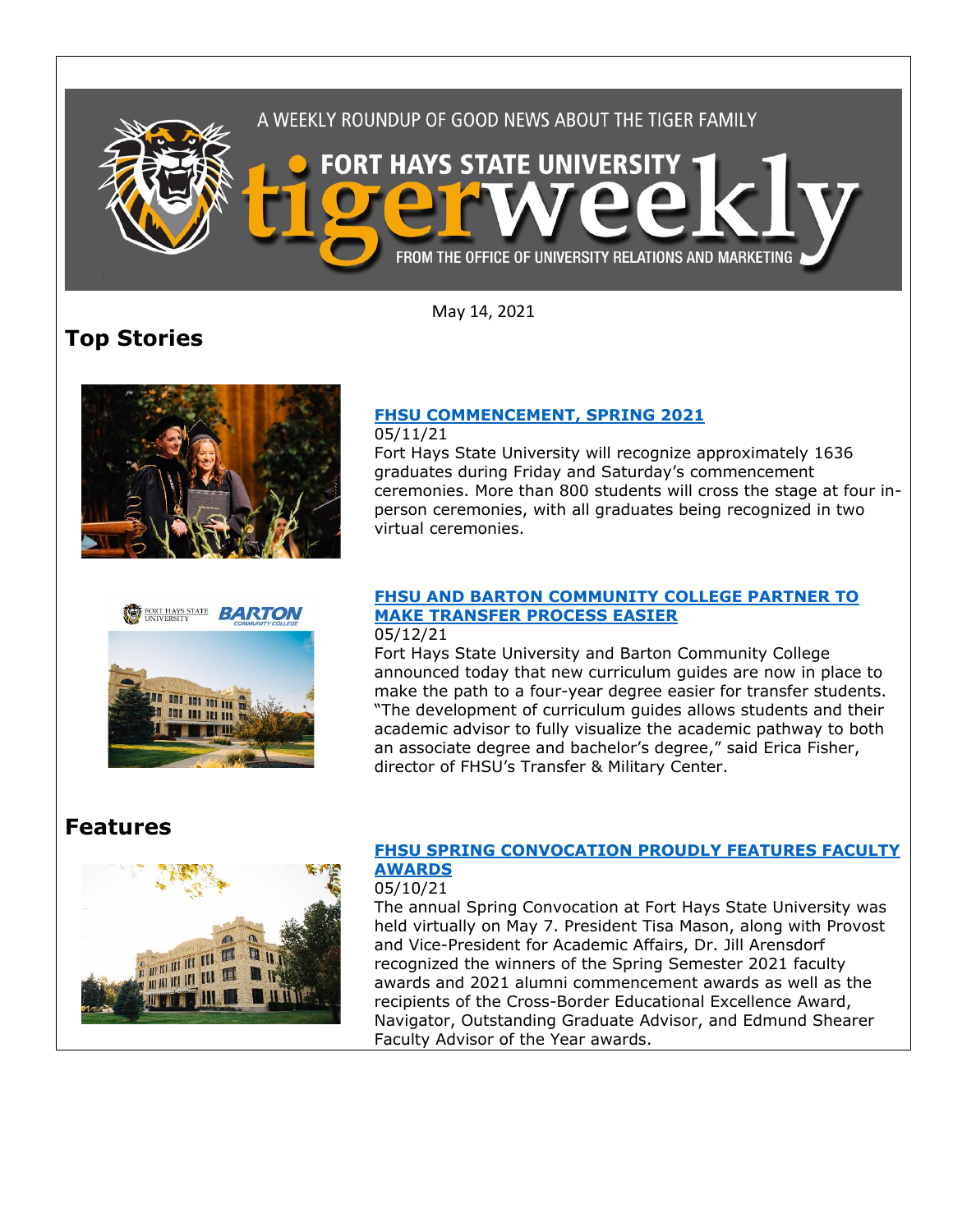A WEEKLY ROUNDUP OF GOOD NEWS ABOUT THE TIGER FAMILY

FORT HAYS STATE UNIVERSITY tigerweekly

FROM THE OFFICE OF UNIVERSITY RELATIONS AND MARKETING

May 14, 2021

# Top Stories

### [FHSU COMMENCEMENT, SPRING 2021](#)

05/11/21

Fort Hays State University will recognize approximately 1636 graduates during Friday and Saturday's commencement ceremonies. More than 800 students will cross the stage at four in-person ceremonies, with all graduates being recognized in two virtual ceremonies.

### [FHSU AND BARTON COMMUNITY COLLEGE PARTNER TO MAKE TRANSFER PROCESS EASIER](#)

05/12/21

Fort Hays State University and Barton Community College announced today that new curriculum guides are now in place to make the path to a four-year degree easier for transfer students. "The development of curriculum guides allows students and their academic advisor to fully visualize the academic pathway to both an associate degree and bachelor's degree," said Erica Fisher, director of FHSU's Transfer & Military Center.

# Features

### [FHSU SPRING CONVOCATION PROUDLY FEATURES FACULTY AWARDS](#)

05/10/21

The annual Spring Convocation at Fort Hays State University was held virtually on May 7. President Tisa Mason, along with Provost and Vice-President for Academic Affairs, Dr. Jill Arensdorf recognized the winners of the Spring Semester 2021 faculty awards and 2021 alumni commencement awards as well as the recipients of the Cross-Border Educational Excellence Award, Navigator, Outstanding Graduate Advisor, and Edmund Shearer Faculty Advisor of the Year awards.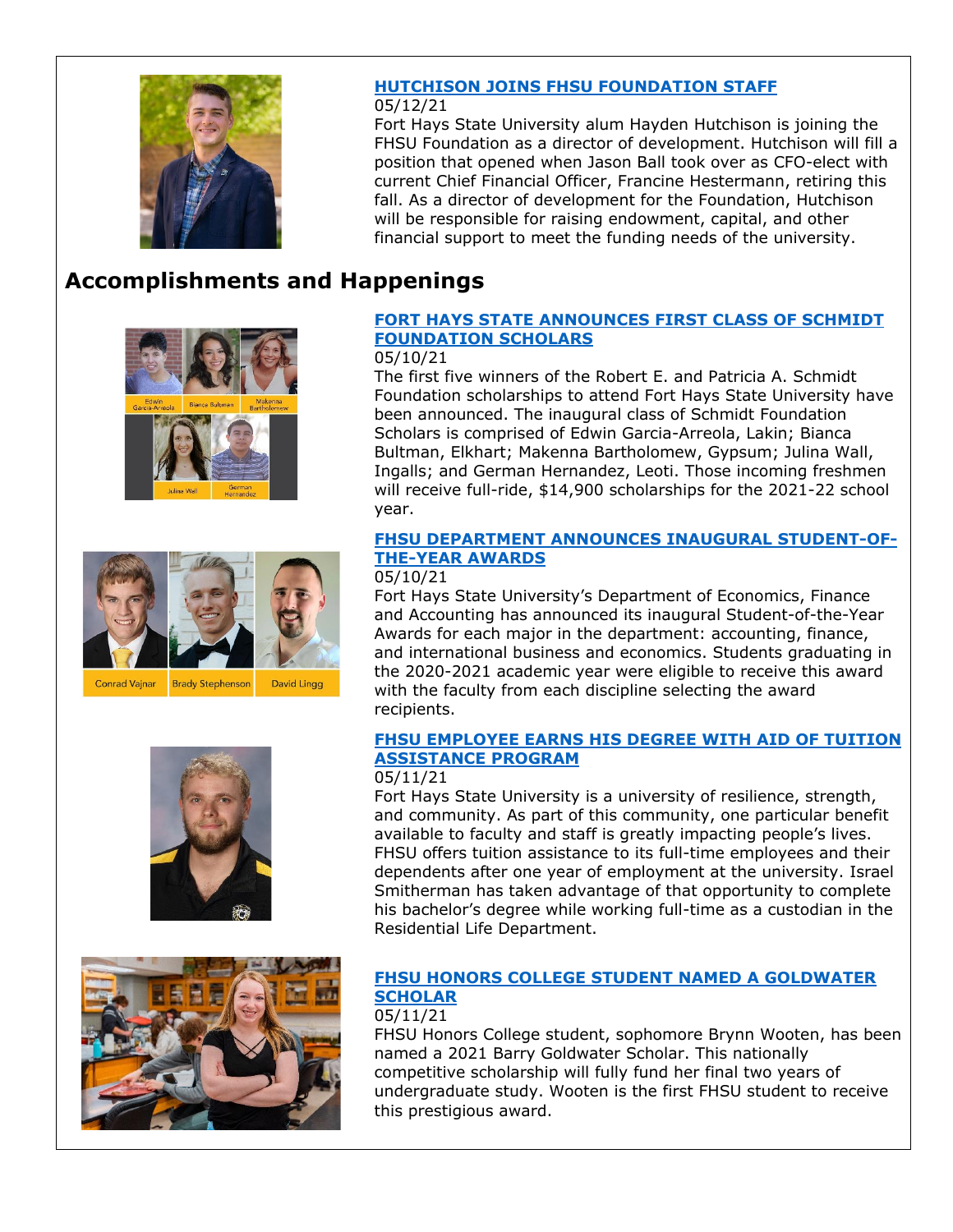### HUTCHISON JOINS FHSU FOUNDATION STAFF

05/12/21

Fort Hays State University alum Hayden Hutchison is joining the FHSU Foundation as a director of development. Hutchison will fill a position that opened when Jason Ball took over as CFO-elect with current Chief Financial Officer, Francine Hestermann, retiring this fall. As a director of development for the Foundation, Hutchison will be responsible for raising endowment, capital, and other financial support to meet the funding needs of the university.

## Accomplishments and Happenings

### FORT HAYS STATE ANNOUNCES FIRST CLASS OF SCHMIDT FOUNDATION SCHOLARS

05/10/21

The first five winners of the Robert E. and Patricia A. Schmidt Foundation scholarships to attend Fort Hays State University have been announced. The inaugural class of Schmidt Foundation Scholars is comprised of Edwin Garcia-Arreola, Lakin; Bianca Bultman, Elkhart; Makenna Bartholomew, Gypsum; Julina Wall, Ingalls; and German Hernandez, Leoti. Those incoming freshmen will receive full-ride, $14,900 scholarships for the 2021-22 school year.

### FHSU DEPARTMENT ANNOUNCES INAUGURAL STUDENT-OF-THE-YEAR AWARDS

05/10/21

Fort Hays State University's Department of Economics, Finance and Accounting has announced its inaugural Student-of-the-Year Awards for each major in the department: accounting, finance, and international business and economics. Students graduating in the 2020-2021 academic year were eligible to receive this award with the faculty from each discipline selecting the award recipients.

### FHSU EMPLOYEE EARNS HIS DEGREE WITH AID OF TUITION ASSISTANCE PROGRAM

05/11/21

Fort Hays State University is a university of resilience, strength, and community. As part of this community, one particular benefit available to faculty and staff is greatly impacting people's lives. FHSU offers tuition assistance to its full-time employees and their dependents after one year of employment at the university. Israel Smitherman has taken advantage of that opportunity to complete his bachelor's degree while working full-time as a custodian in the Residential Life Department.

### FHSU HONORS COLLEGE STUDENT NAMED A GOLDWATER SCHOLAR

05/11/21

FHSU Honors College student, sophomore Brynn Wooten, has been named a 2021 Barry Goldwater Scholar. This nationally competitive scholarship will fully fund her final two years of undergraduate study. Wooten is the first FHSU student to receive this prestigious award.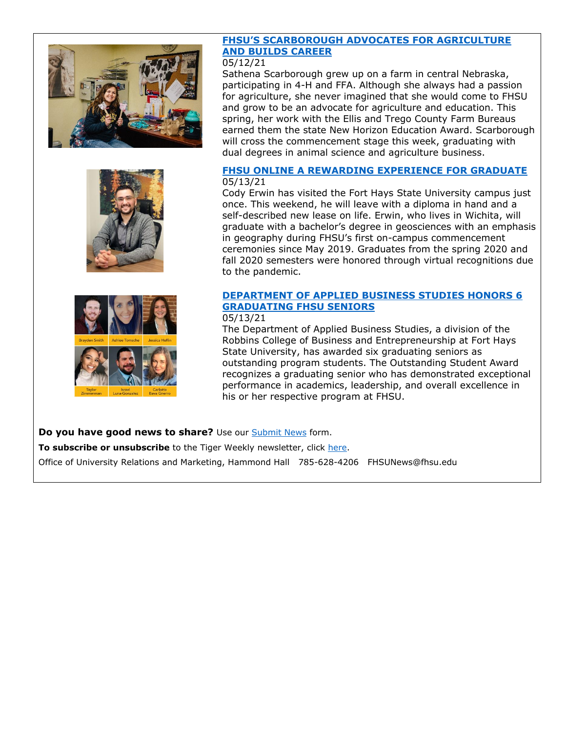### [FHSU'S SCARBOROUGH ADVOCATES FOR AGRICULTURE AND BUILDS CAREER]

05/12/21

Sathena Scarborough grew up on a farm in central Nebraska, participating in 4-H and FFA. Although she always had a passion for agriculture, she never imagined that she would come to FHSU and grow to be an advocate for agriculture and education. This spring, her work with the Ellis and Trego County Farm Bureaus earned them the state New Horizon Education Award. Scarborough will cross the commencement stage this week, graduating with dual degrees in animal science and agriculture business.

### [FHSU ONLINE A REWARDING EXPERIENCE FOR GRADUATE]

05/13/21

Cody Erwin has visited the Fort Hays State University campus just once. This weekend, he will leave with a diploma in hand and a self-described new lease on life. Erwin, who lives in Wichita, will graduate with a bachelor's degree in geosciences with an emphasis in geography during FHSU's first on-campus commencement ceremonies since May 2019. Graduates from the spring 2020 and fall 2020 semesters were honored through virtual recognitions due to the pandemic.

### [DEPARTMENT OF APPLIED BUSINESS STUDIES HONORS 6 GRADUATING FHSU SENIORS]

05/13/21

The Department of Applied Business Studies, a division of the Robbins College of Business and Entrepreneurship at Fort Hays State University, has awarded six graduating seniors as outstanding program students. The Outstanding Student Award recognizes a graduating senior who has demonstrated exceptional performance in academics, leadership, and overall excellence in his or her respective program at FHSU.

**Do you have good news to share?** Use our Submit News form.

**To subscribe or unsubscribe** to the Tiger Weekly newsletter, click here.

Office of University Relations and Marketing, Hammond Hall 785-628-4206 FHSUNews@fhsu.edu